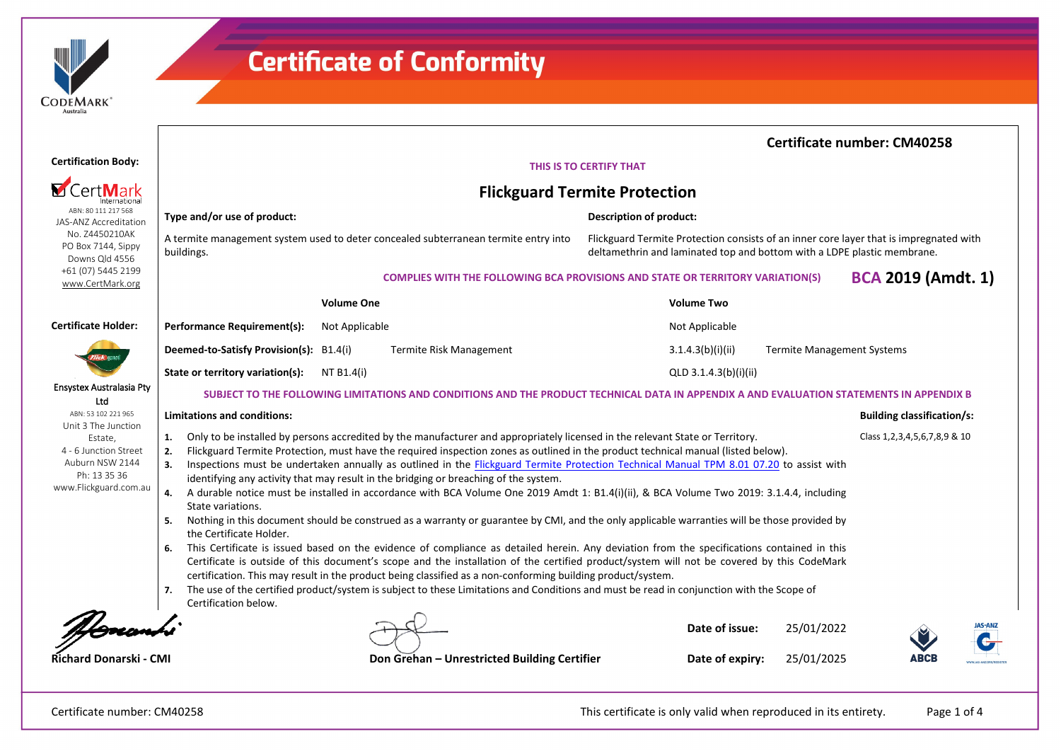# Certificate of Conformity

**Certificate number: CM40258**

**Certification Body:**

CertMark International
ABN: 80 111 217 568
JAS-ANZ Accreditation No. Z4450210AK
PO Box 7144, Sippy Downs Qld 4556
+61 (07) 5445 2199
www.CertMark.org

**Certificate Holder:**

Ensystex Australasia Pty Ltd
ABN: 53 102 221 965
Unit 3 The Junction Estate,
4 - 6 Junction Street
Auburn NSW 2144
Ph: 13 35 36
www.Flickguard.com.au

**THIS IS TO CERTIFY THAT**

## Flickguard Termite Protection

**Type and/or use of product:**

A termite management system used to deter concealed subterranean termite entry into buildings.

**Description of product:**

Flickguard Termite Protection consists of an inner core layer that is impregnated with deltamethrin and laminated top and bottom with a LDPE plastic membrane.

**COMPLIES WITH THE FOLLOWING BCA PROVISIONS AND STATE OR TERRITORY VARIATION(S)** **BCA 2019 (Amdt. 1)**

| | Volume One | | Volume Two | |
|---|---|---|---|---|
| **Performance Requirement(s):** | Not Applicable | | Not Applicable | |
| **Deemed-to-Satisfy Provision(s):** | B1.4(i) | Termite Risk Management | 3.1.4.3(b)(i)(ii) | Termite Management Systems |
| **State or territory variation(s):** | NT B1.4(i) | | QLD 3.1.4.3(b)(i)(ii) | |

**SUBJECT TO THE FOLLOWING LIMITATIONS AND CONDITIONS AND THE PRODUCT TECHNICAL DATA IN APPENDIX A AND EVALUATION STATEMENTS IN APPENDIX B**

**Limitations and conditions:**

1. Only to be installed by persons accredited by the manufacturer and appropriately licensed in the relevant State or Territory.
2. Flickguard Termite Protection, must have the required inspection zones as outlined in the product technical manual (listed below).
3. Inspections must be undertaken annually as outlined in the Flickguard Termite Protection Technical Manual TPM 8.01 07.20 to assist with identifying any activity that may result in the bridging or breaching of the system.
4. A durable notice must be installed in accordance with BCA Volume One 2019 Amdt 1: B1.4(i)(ii), & BCA Volume Two 2019: 3.1.4.4, including State variations.
5. Nothing in this document should be construed as a warranty or guarantee by CMI, and the only applicable warranties will be those provided by the Certificate Holder.
6. This Certificate is issued based on the evidence of compliance as detailed herein. Any deviation from the specifications contained in this Certificate is outside of this document's scope and the installation of the certified product/system will not be covered by this CodeMark certification. This may result in the product being classified as a non-conforming building product/system.
7. The use of the certified product/system is subject to these Limitations and Conditions and must be read in conjunction with the Scope of Certification below.

**Building classification/s:**

Class 1,2,3,4,5,6,7,8,9 & 10

**Richard Donarski - CMI**

**Don Grehan – Unrestricted Building Certifier**

**Date of issue:** 25/01/2022

**Date of expiry:** 25/01/2025

This certificate is only valid when reproduced in its entirety.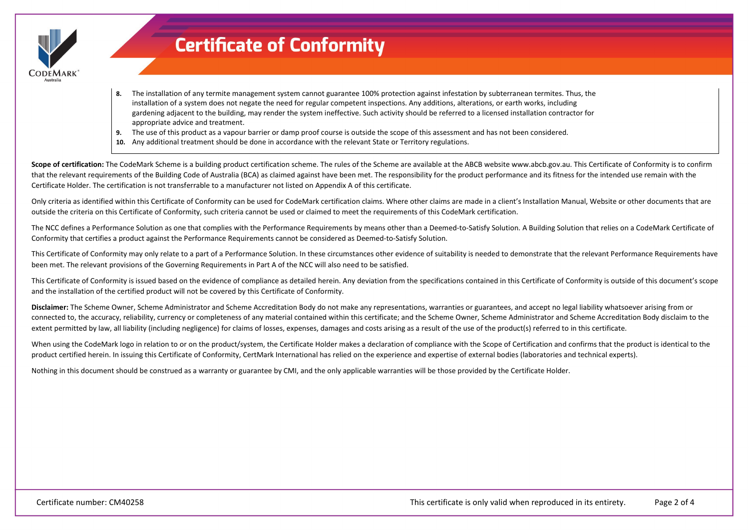8. The installation of any termite management system cannot guarantee 100% protection against infestation by subterranean termites. Thus, the installation of a system does not negate the need for regular competent inspections. Any additions, alterations, or earth works, including gardening adjacent to the building, may render the system ineffective. Such activity should be referred to a licensed installation contractor for appropriate advice and treatment.
9. The use of this product as a vapour barrier or damp proof course is outside the scope of this assessment and has not been considered.
10. Any additional treatment should be done in accordance with the relevant State or Territory regulations.

**Scope of certification:** The CodeMark Scheme is a building product certification scheme. The rules of the Scheme are available at the ABCB website www.abcb.gov.au. This Certificate of Conformity is to confirm that the relevant requirements of the Building Code of Australia (BCA) as claimed against have been met. The responsibility for the product performance and its fitness for the intended use remain with the Certificate Holder. The certification is not transferrable to a manufacturer not listed on Appendix A of this certificate.

Only criteria as identified within this Certificate of Conformity can be used for CodeMark certification claims. Where other claims are made in a client's Installation Manual, Website or other documents that are outside the criteria on this Certificate of Conformity, such criteria cannot be used or claimed to meet the requirements of this CodeMark certification.

The NCC defines a Performance Solution as one that complies with the Performance Requirements by means other than a Deemed-to-Satisfy Solution. A Building Solution that relies on a CodeMark Certificate of Conformity that certifies a product against the Performance Requirements cannot be considered as Deemed-to-Satisfy Solution.

This Certificate of Conformity may only relate to a part of a Performance Solution. In these circumstances other evidence of suitability is needed to demonstrate that the relevant Performance Requirements have been met. The relevant provisions of the Governing Requirements in Part A of the NCC will also need to be satisfied.

This Certificate of Conformity is issued based on the evidence of compliance as detailed herein. Any deviation from the specifications contained in this Certificate of Conformity is outside of this document's scope and the installation of the certified product will not be covered by this Certificate of Conformity.

**Disclaimer:** The Scheme Owner, Scheme Administrator and Scheme Accreditation Body do not make any representations, warranties or guarantees, and accept no legal liability whatsoever arising from or connected to, the accuracy, reliability, currency or completeness of any material contained within this certificate; and the Scheme Owner, Scheme Administrator and Scheme Accreditation Body disclaim to the extent permitted by law, all liability (including negligence) for claims of losses, expenses, damages and costs arising as a result of the use of the product(s) referred to in this certificate.

When using the CodeMark logo in relation to or on the product/system, the Certificate Holder makes a declaration of compliance with the Scope of Certification and confirms that the product is identical to the product certified herein. In issuing this Certificate of Conformity, CertMark International has relied on the experience and expertise of external bodies (laboratories and technical experts).

Nothing in this document should be construed as a warranty or guarantee by CMI, and the only applicable warranties will be those provided by the Certificate Holder.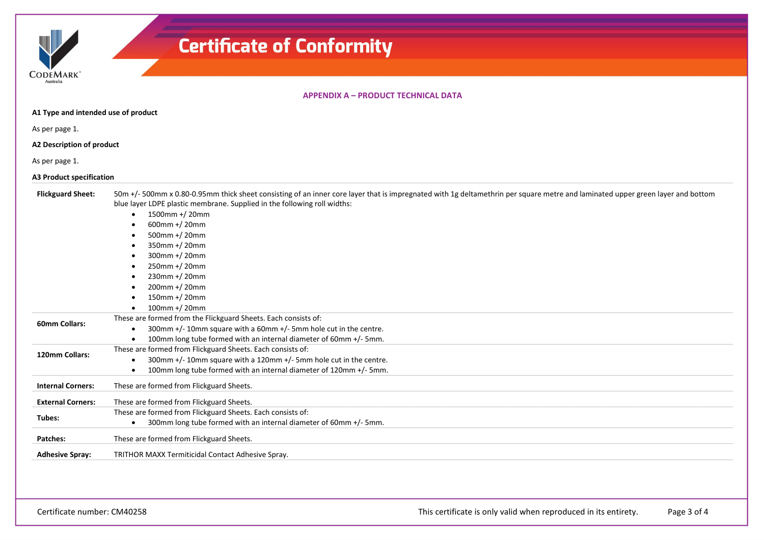# Certificate of Conformity

## APPENDIX A – PRODUCT TECHNICAL DATA

### A1 Type and intended use of product

As per page 1.

### A2 Description of product

As per page 1.

### A3 Product specification

| | |
|---|---|
| **Flickguard Sheet:** | 50m +/- 500mm x 0.80-0.95mm thick sheet consisting of an inner core layer that is impregnated with 1g deltamethrin per square metre and laminated upper green layer and bottom blue layer LDPE plastic membrane. Supplied in the following roll widths:<br>• 1500mm +/ 20mm<br>• 600mm +/ 20mm<br>• 500mm +/ 20mm<br>• 350mm +/ 20mm<br>• 300mm +/ 20mm<br>• 250mm +/ 20mm<br>• 230mm +/ 20mm<br>• 200mm +/ 20mm<br>• 150mm +/ 20mm<br>• 100mm +/ 20mm |
| **60mm Collars:** | These are formed from the Flickguard Sheets. Each consists of:<br>• 300mm +/- 10mm square with a 60mm +/- 5mm hole cut in the centre.<br>• 100mm long tube formed with an internal diameter of 60mm +/- 5mm. |
| **120mm Collars:** | These are formed from Flickguard Sheets. Each consists of:<br>• 300mm +/- 10mm square with a 120mm +/- 5mm hole cut in the centre.<br>• 100mm long tube formed with an internal diameter of 120mm +/- 5mm. |
| **Internal Corners:** | These are formed from Flickguard Sheets. |
| **External Corners:** | These are formed from Flickguard Sheets. |
| **Tubes:** | These are formed from Flickguard Sheets. Each consists of:<br>• 300mm long tube formed with an internal diameter of 60mm +/- 5mm. |
| **Patches:** | These are formed from Flickguard Sheets. |
| **Adhesive Spray:** | TRITHOR MAXX Termiticidal Contact Adhesive Spray. |

Certificate number: CM40258

This certificate is only valid when reproduced in its entirety.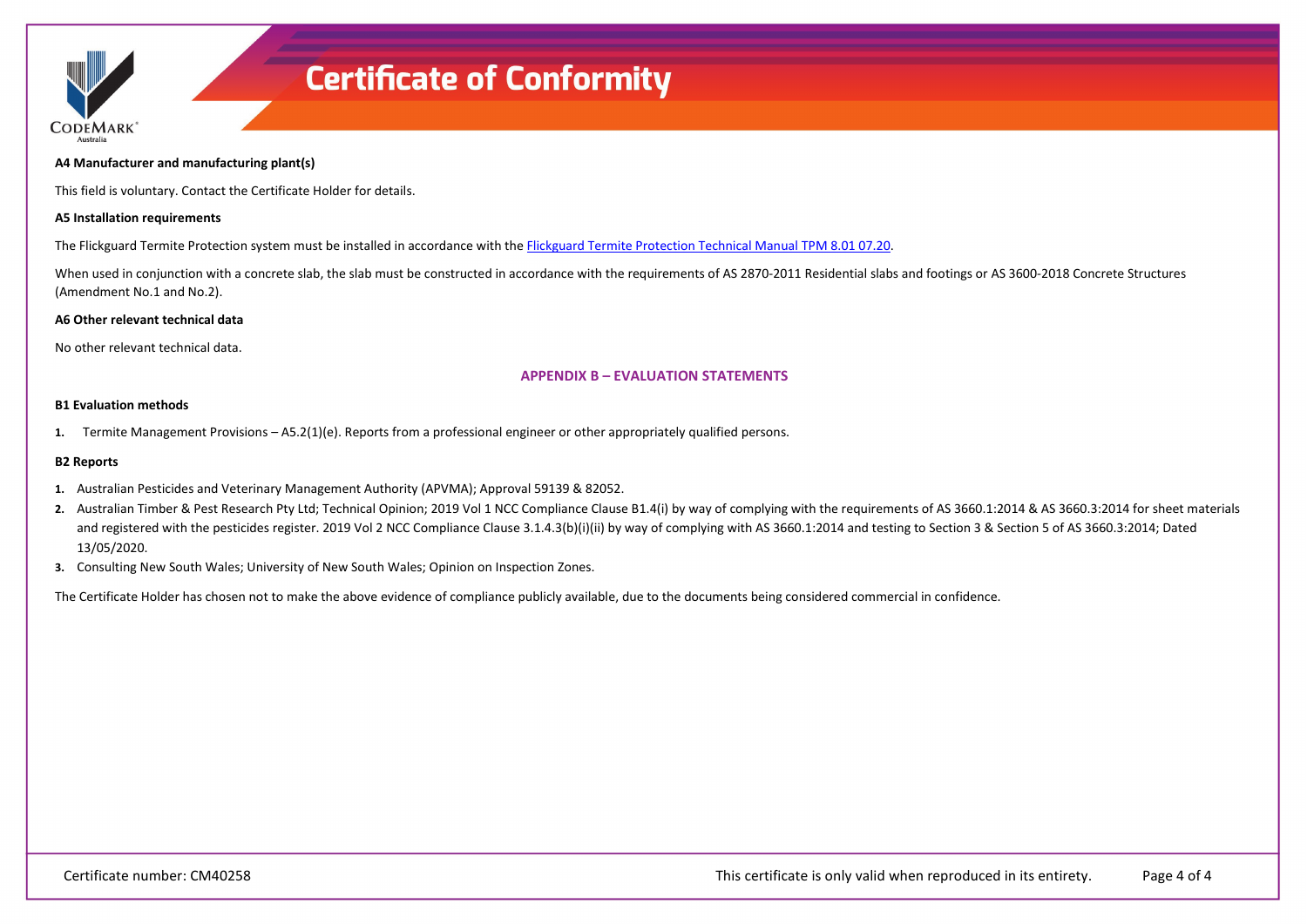#### A4 Manufacturer and manufacturing plant(s)

This field is voluntary. Contact the Certificate Holder for details.

#### A5 Installation requirements

The Flickguard Termite Protection system must be installed in accordance with the [Flickguard Termite Protection Technical Manual TPM 8.01 07.20]().

When used in conjunction with a concrete slab, the slab must be constructed in accordance with the requirements of AS 2870-2011 Residential slabs and footings or AS 3600-2018 Concrete Structures (Amendment No.1 and No.2).

#### A6 Other relevant technical data

No other relevant technical data.

## APPENDIX B – EVALUATION STATEMENTS

#### B1 Evaluation methods

1. Termite Management Provisions – A5.2(1)(e). Reports from a professional engineer or other appropriately qualified persons.

#### B2 Reports

1. Australian Pesticides and Veterinary Management Authority (APVMA); Approval 59139 & 82052.
2. Australian Timber & Pest Research Pty Ltd; Technical Opinion; 2019 Vol 1 NCC Compliance Clause B1.4(i) by way of complying with the requirements of AS 3660.1:2014 & AS 3660.3:2014 for sheet materials and registered with the pesticides register. 2019 Vol 2 NCC Compliance Clause 3.1.4.3(b)(i)(ii) by way of complying with AS 3660.1:2014 and testing to Section 3 & Section 5 of AS 3660.3:2014; Dated 13/05/2020.
3. Consulting New South Wales; University of New South Wales; Opinion on Inspection Zones.

The Certificate Holder has chosen not to make the above evidence of compliance publicly available, due to the documents being considered commercial in confidence.